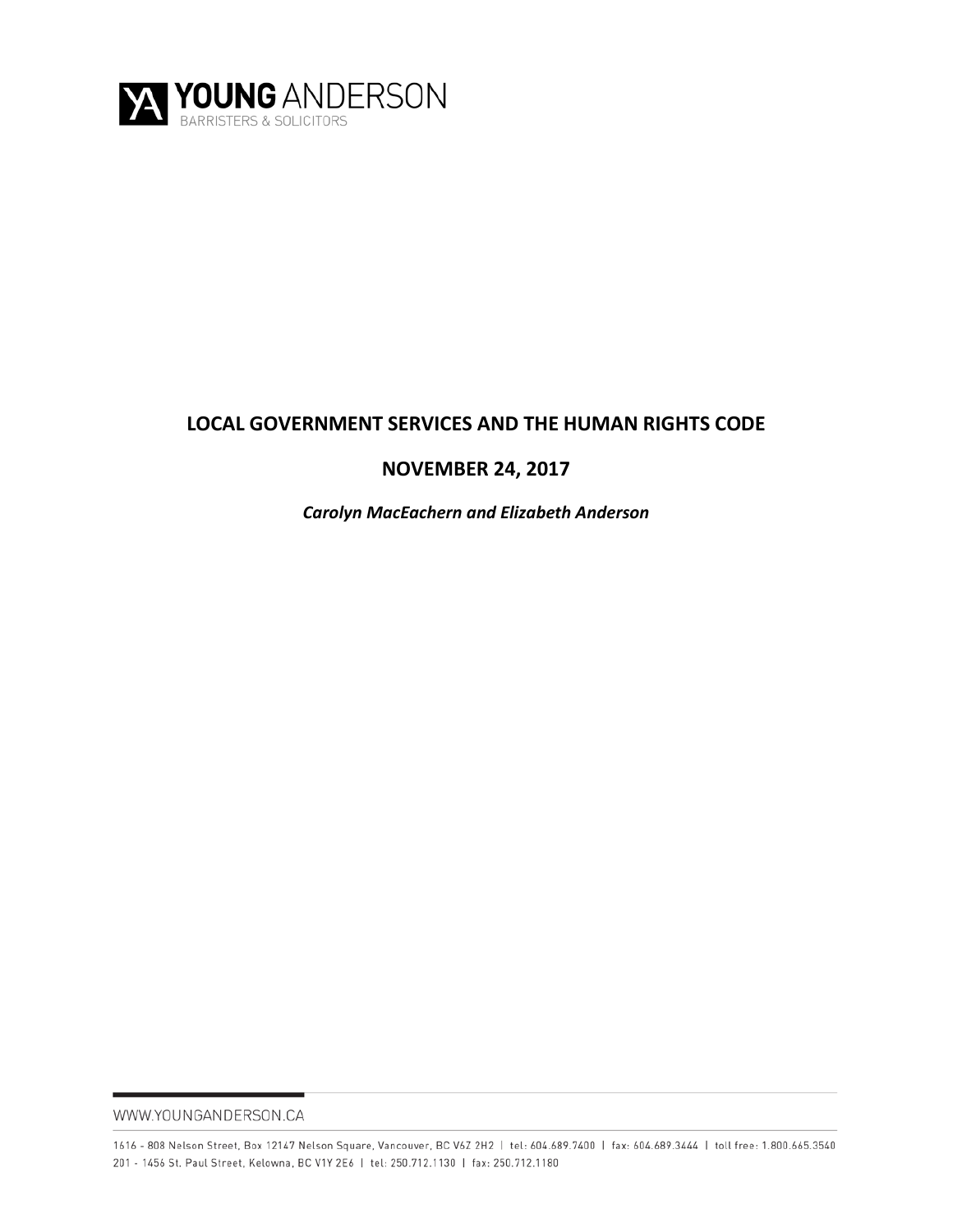YOUNG ANDERSON
BARRISTERS & SOLICITORS

# LOCAL GOVERNMENT SERVICES AND THE HUMAN RIGHTS CODE

## NOVEMBER 24, 2017

***Carolyn MacEachern and Elizabeth Anderson***

WWW.YOUNGANDERSON.CA

1616 - 808 Nelson Street, Box 12147 Nelson Square, Vancouver, BC V6Z 2H2 | tel: 604.689.7400 | fax: 604.689.3444 | toll free: 1.800.665.3540
201 - 1456 St. Paul Street, Kelowna, BC V1Y 2E6 | tel: 250.712.1130 | fax: 250.712.1180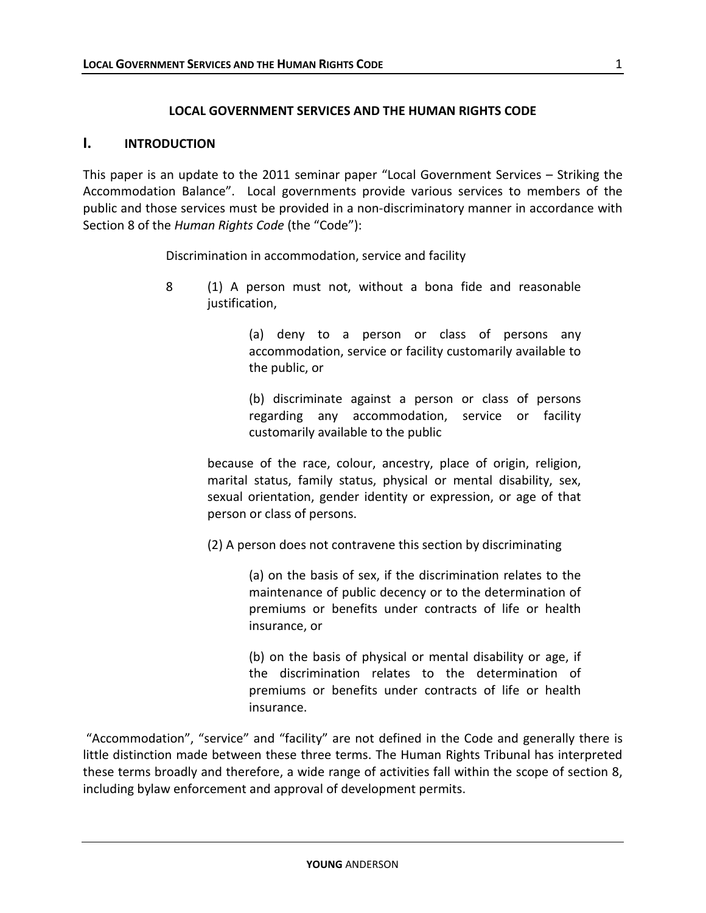# LOCAL GOVERNMENT SERVICES AND THE HUMAN RIGHTS CODE

## I. INTRODUCTION

This paper is an update to the 2011 seminar paper "Local Government Services – Striking the Accommodation Balance". Local governments provide various services to members of the public and those services must be provided in a non-discriminatory manner in accordance with Section 8 of the *Human Rights Code* (the "Code"):

> Discrimination in accommodation, service and facility
>
> 8 (1) A person must not, without a bona fide and reasonable justification,
>
> > (a) deny to a person or class of persons any accommodation, service or facility customarily available to the public, or
> >
> > (b) discriminate against a person or class of persons regarding any accommodation, service or facility customarily available to the public
>
> because of the race, colour, ancestry, place of origin, religion, marital status, family status, physical or mental disability, sex, sexual orientation, gender identity or expression, or age of that person or class of persons.
>
> (2) A person does not contravene this section by discriminating
>
> > (a) on the basis of sex, if the discrimination relates to the maintenance of public decency or to the determination of premiums or benefits under contracts of life or health insurance, or
> >
> > (b) on the basis of physical or mental disability or age, if the discrimination relates to the determination of premiums or benefits under contracts of life or health insurance.

"Accommodation", "service" and "facility" are not defined in the Code and generally there is little distinction made between these three terms. The Human Rights Tribunal has interpreted these terms broadly and therefore, a wide range of activities fall within the scope of section 8, including bylaw enforcement and approval of development permits.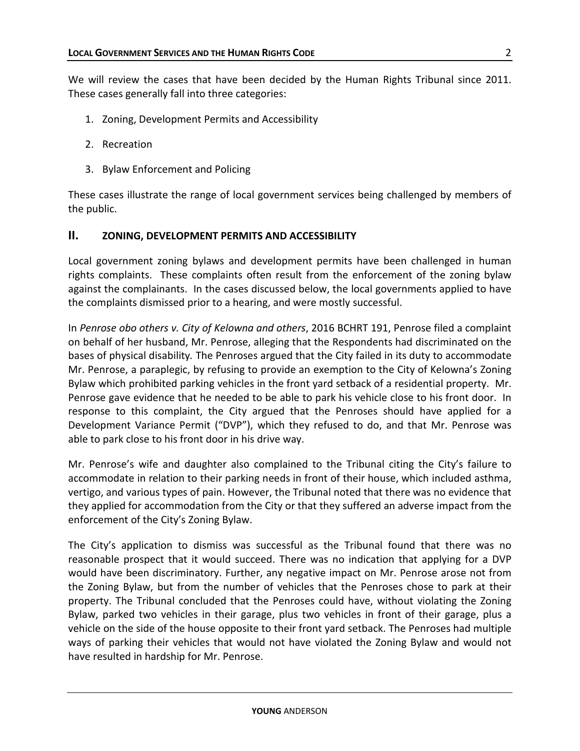We will review the cases that have been decided by the Human Rights Tribunal since 2011. These cases generally fall into three categories:

1. Zoning, Development Permits and Accessibility
2. Recreation
3. Bylaw Enforcement and Policing

These cases illustrate the range of local government services being challenged by members of the public.

## II. ZONING, DEVELOPMENT PERMITS AND ACCESSIBILITY

Local government zoning bylaws and development permits have been challenged in human rights complaints. These complaints often result from the enforcement of the zoning bylaw against the complainants. In the cases discussed below, the local governments applied to have the complaints dismissed prior to a hearing, and were mostly successful.

In *Penrose obo others v. City of Kelowna and others*, 2016 BCHRT 191, Penrose filed a complaint on behalf of her husband, Mr. Penrose, alleging that the Respondents had discriminated on the bases of physical disability*.* The Penroses argued that the City failed in its duty to accommodate Mr. Penrose, a paraplegic, by refusing to provide an exemption to the City of Kelowna's Zoning Bylaw which prohibited parking vehicles in the front yard setback of a residential property. Mr. Penrose gave evidence that he needed to be able to park his vehicle close to his front door. In response to this complaint, the City argued that the Penroses should have applied for a Development Variance Permit ("DVP"), which they refused to do, and that Mr. Penrose was able to park close to his front door in his drive way.

Mr. Penrose's wife and daughter also complained to the Tribunal citing the City's failure to accommodate in relation to their parking needs in front of their house, which included asthma, vertigo, and various types of pain. However, the Tribunal noted that there was no evidence that they applied for accommodation from the City or that they suffered an adverse impact from the enforcement of the City's Zoning Bylaw.

The City's application to dismiss was successful as the Tribunal found that there was no reasonable prospect that it would succeed. There was no indication that applying for a DVP would have been discriminatory. Further, any negative impact on Mr. Penrose arose not from the Zoning Bylaw, but from the number of vehicles that the Penroses chose to park at their property. The Tribunal concluded that the Penroses could have, without violating the Zoning Bylaw, parked two vehicles in their garage, plus two vehicles in front of their garage, plus a vehicle on the side of the house opposite to their front yard setback. The Penroses had multiple ways of parking their vehicles that would not have violated the Zoning Bylaw and would not have resulted in hardship for Mr. Penrose.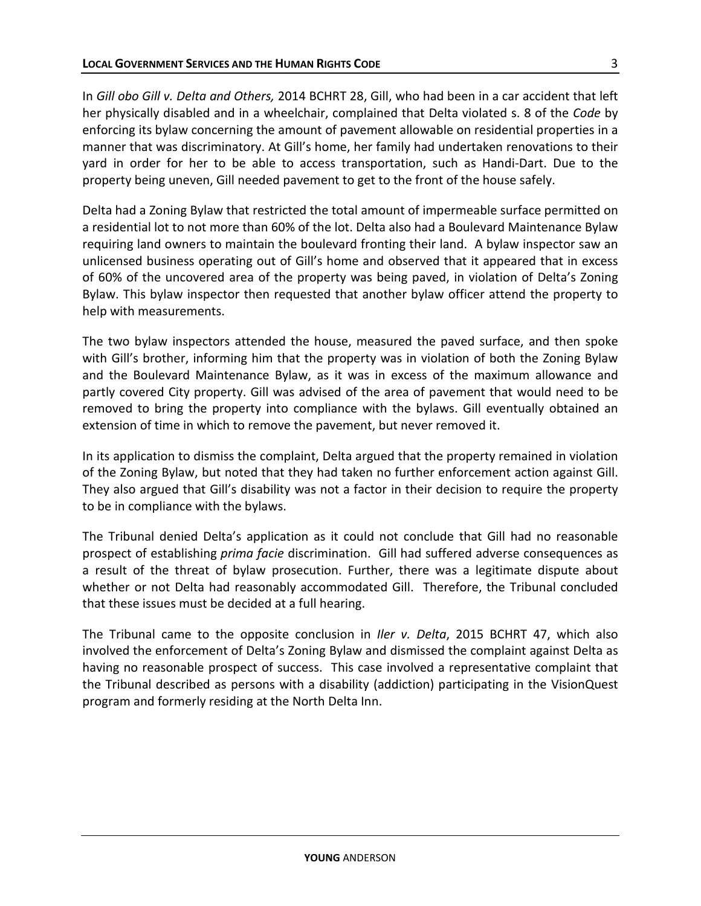In *Gill obo Gill v. Delta and Others,* 2014 BCHRT 28, Gill, who had been in a car accident that left her physically disabled and in a wheelchair, complained that Delta violated s. 8 of the *Code* by enforcing its bylaw concerning the amount of pavement allowable on residential properties in a manner that was discriminatory. At Gill's home, her family had undertaken renovations to their yard in order for her to be able to access transportation, such as Handi-Dart. Due to the property being uneven, Gill needed pavement to get to the front of the house safely.

Delta had a Zoning Bylaw that restricted the total amount of impermeable surface permitted on a residential lot to not more than 60% of the lot. Delta also had a Boulevard Maintenance Bylaw requiring land owners to maintain the boulevard fronting their land. A bylaw inspector saw an unlicensed business operating out of Gill's home and observed that it appeared that in excess of 60% of the uncovered area of the property was being paved, in violation of Delta's Zoning Bylaw. This bylaw inspector then requested that another bylaw officer attend the property to help with measurements.

The two bylaw inspectors attended the house, measured the paved surface, and then spoke with Gill's brother, informing him that the property was in violation of both the Zoning Bylaw and the Boulevard Maintenance Bylaw, as it was in excess of the maximum allowance and partly covered City property. Gill was advised of the area of pavement that would need to be removed to bring the property into compliance with the bylaws. Gill eventually obtained an extension of time in which to remove the pavement, but never removed it.

In its application to dismiss the complaint, Delta argued that the property remained in violation of the Zoning Bylaw, but noted that they had taken no further enforcement action against Gill. They also argued that Gill's disability was not a factor in their decision to require the property to be in compliance with the bylaws.

The Tribunal denied Delta's application as it could not conclude that Gill had no reasonable prospect of establishing *prima facie* discrimination. Gill had suffered adverse consequences as a result of the threat of bylaw prosecution. Further, there was a legitimate dispute about whether or not Delta had reasonably accommodated Gill. Therefore, the Tribunal concluded that these issues must be decided at a full hearing.

The Tribunal came to the opposite conclusion in *Iler v. Delta*, 2015 BCHRT 47, which also involved the enforcement of Delta's Zoning Bylaw and dismissed the complaint against Delta as having no reasonable prospect of success. This case involved a representative complaint that the Tribunal described as persons with a disability (addiction) participating in the VisionQuest program and formerly residing at the North Delta Inn.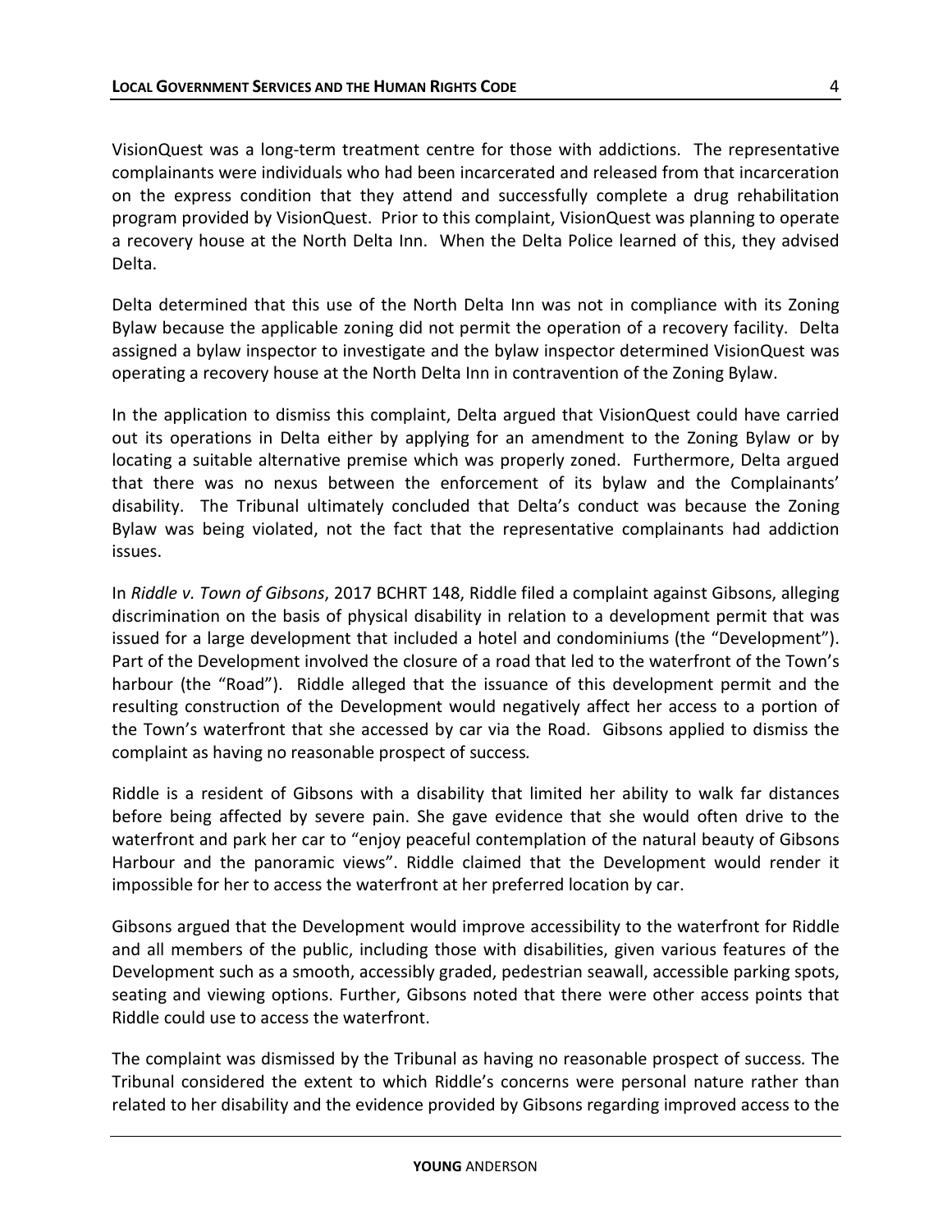VisionQuest was a long-term treatment centre for those with addictions. The representative complainants were individuals who had been incarcerated and released from that incarceration on the express condition that they attend and successfully complete a drug rehabilitation program provided by VisionQuest. Prior to this complaint, VisionQuest was planning to operate a recovery house at the North Delta Inn. When the Delta Police learned of this, they advised Delta.

Delta determined that this use of the North Delta Inn was not in compliance with its Zoning Bylaw because the applicable zoning did not permit the operation of a recovery facility. Delta assigned a bylaw inspector to investigate and the bylaw inspector determined VisionQuest was operating a recovery house at the North Delta Inn in contravention of the Zoning Bylaw.

In the application to dismiss this complaint, Delta argued that VisionQuest could have carried out its operations in Delta either by applying for an amendment to the Zoning Bylaw or by locating a suitable alternative premise which was properly zoned. Furthermore, Delta argued that there was no nexus between the enforcement of its bylaw and the Complainants' disability. The Tribunal ultimately concluded that Delta's conduct was because the Zoning Bylaw was being violated, not the fact that the representative complainants had addiction issues.

In *Riddle v. Town of Gibsons*, 2017 BCHRT 148, Riddle filed a complaint against Gibsons, alleging discrimination on the basis of physical disability in relation to a development permit that was issued for a large development that included a hotel and condominiums (the "Development"). Part of the Development involved the closure of a road that led to the waterfront of the Town's harbour (the "Road"). Riddle alleged that the issuance of this development permit and the resulting construction of the Development would negatively affect her access to a portion of the Town's waterfront that she accessed by car via the Road. Gibsons applied to dismiss the complaint as having no reasonable prospect of success.

Riddle is a resident of Gibsons with a disability that limited her ability to walk far distances before being affected by severe pain. She gave evidence that she would often drive to the waterfront and park her car to "enjoy peaceful contemplation of the natural beauty of Gibsons Harbour and the panoramic views". Riddle claimed that the Development would render it impossible for her to access the waterfront at her preferred location by car.

Gibsons argued that the Development would improve accessibility to the waterfront for Riddle and all members of the public, including those with disabilities, given various features of the Development such as a smooth, accessibly graded, pedestrian seawall, accessible parking spots, seating and viewing options. Further, Gibsons noted that there were other access points that Riddle could use to access the waterfront.

The complaint was dismissed by the Tribunal as having no reasonable prospect of success. The Tribunal considered the extent to which Riddle's concerns were personal nature rather than related to her disability and the evidence provided by Gibsons regarding improved access to the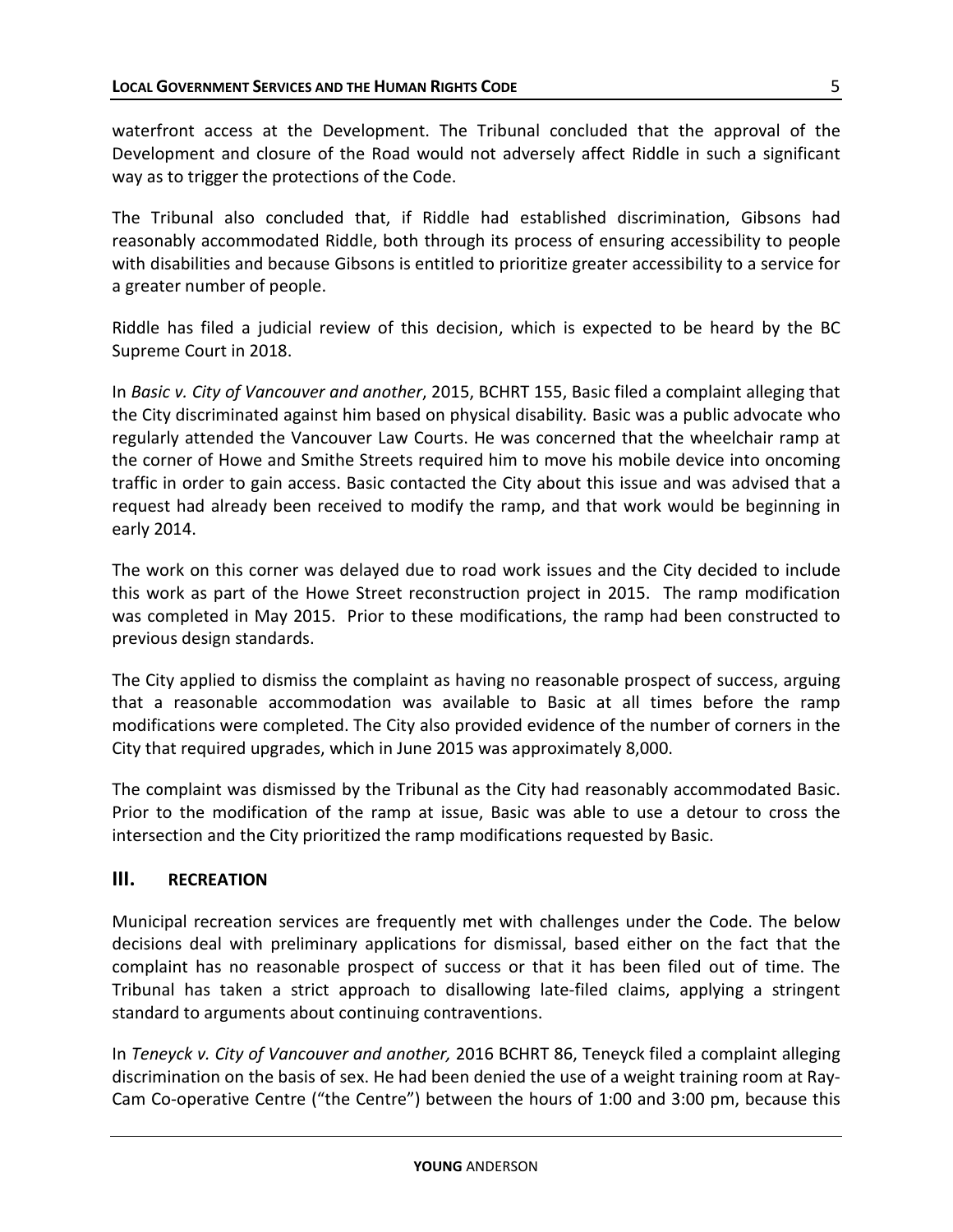waterfront access at the Development. The Tribunal concluded that the approval of the Development and closure of the Road would not adversely affect Riddle in such a significant way as to trigger the protections of the Code.

The Tribunal also concluded that, if Riddle had established discrimination, Gibsons had reasonably accommodated Riddle, both through its process of ensuring accessibility to people with disabilities and because Gibsons is entitled to prioritize greater accessibility to a service for a greater number of people.

Riddle has filed a judicial review of this decision, which is expected to be heard by the BC Supreme Court in 2018.

In *Basic v. City of Vancouver and another*, 2015, BCHRT 155, Basic filed a complaint alleging that the City discriminated against him based on physical disability. Basic was a public advocate who regularly attended the Vancouver Law Courts. He was concerned that the wheelchair ramp at the corner of Howe and Smithe Streets required him to move his mobile device into oncoming traffic in order to gain access. Basic contacted the City about this issue and was advised that a request had already been received to modify the ramp, and that work would be beginning in early 2014.

The work on this corner was delayed due to road work issues and the City decided to include this work as part of the Howe Street reconstruction project in 2015. The ramp modification was completed in May 2015. Prior to these modifications, the ramp had been constructed to previous design standards.

The City applied to dismiss the complaint as having no reasonable prospect of success, arguing that a reasonable accommodation was available to Basic at all times before the ramp modifications were completed. The City also provided evidence of the number of corners in the City that required upgrades, which in June 2015 was approximately 8,000.

The complaint was dismissed by the Tribunal as the City had reasonably accommodated Basic. Prior to the modification of the ramp at issue, Basic was able to use a detour to cross the intersection and the City prioritized the ramp modifications requested by Basic.

## III. RECREATION

Municipal recreation services are frequently met with challenges under the Code. The below decisions deal with preliminary applications for dismissal, based either on the fact that the complaint has no reasonable prospect of success or that it has been filed out of time. The Tribunal has taken a strict approach to disallowing late-filed claims, applying a stringent standard to arguments about continuing contraventions.

In *Teneyck v. City of Vancouver and another,* 2016 BCHRT 86, Teneyck filed a complaint alleging discrimination on the basis of sex. He had been denied the use of a weight training room at Ray-Cam Co-operative Centre ("the Centre") between the hours of 1:00 and 3:00 pm, because this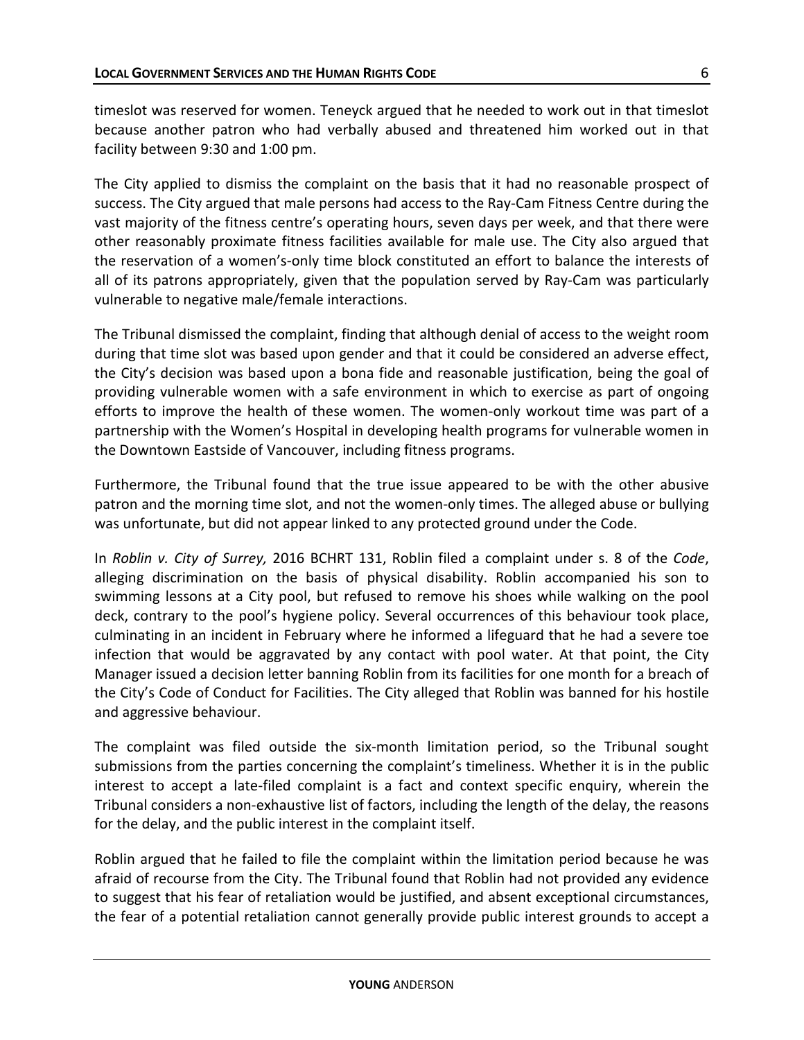timeslot was reserved for women. Teneyck argued that he needed to work out in that timeslot because another patron who had verbally abused and threatened him worked out in that facility between 9:30 and 1:00 pm.

The City applied to dismiss the complaint on the basis that it had no reasonable prospect of success. The City argued that male persons had access to the Ray-Cam Fitness Centre during the vast majority of the fitness centre's operating hours, seven days per week, and that there were other reasonably proximate fitness facilities available for male use. The City also argued that the reservation of a women's-only time block constituted an effort to balance the interests of all of its patrons appropriately, given that the population served by Ray-Cam was particularly vulnerable to negative male/female interactions.

The Tribunal dismissed the complaint, finding that although denial of access to the weight room during that time slot was based upon gender and that it could be considered an adverse effect, the City's decision was based upon a bona fide and reasonable justification, being the goal of providing vulnerable women with a safe environment in which to exercise as part of ongoing efforts to improve the health of these women. The women-only workout time was part of a partnership with the Women's Hospital in developing health programs for vulnerable women in the Downtown Eastside of Vancouver, including fitness programs.

Furthermore, the Tribunal found that the true issue appeared to be with the other abusive patron and the morning time slot, and not the women-only times. The alleged abuse or bullying was unfortunate, but did not appear linked to any protected ground under the Code.

In *Roblin v. City of Surrey,* 2016 BCHRT 131, Roblin filed a complaint under s. 8 of the *Code*, alleging discrimination on the basis of physical disability. Roblin accompanied his son to swimming lessons at a City pool, but refused to remove his shoes while walking on the pool deck, contrary to the pool's hygiene policy. Several occurrences of this behaviour took place, culminating in an incident in February where he informed a lifeguard that he had a severe toe infection that would be aggravated by any contact with pool water. At that point, the City Manager issued a decision letter banning Roblin from its facilities for one month for a breach of the City's Code of Conduct for Facilities. The City alleged that Roblin was banned for his hostile and aggressive behaviour.

The complaint was filed outside the six-month limitation period, so the Tribunal sought submissions from the parties concerning the complaint's timeliness. Whether it is in the public interest to accept a late-filed complaint is a fact and context specific enquiry, wherein the Tribunal considers a non-exhaustive list of factors, including the length of the delay, the reasons for the delay, and the public interest in the complaint itself.

Roblin argued that he failed to file the complaint within the limitation period because he was afraid of recourse from the City. The Tribunal found that Roblin had not provided any evidence to suggest that his fear of retaliation would be justified, and absent exceptional circumstances, the fear of a potential retaliation cannot generally provide public interest grounds to accept a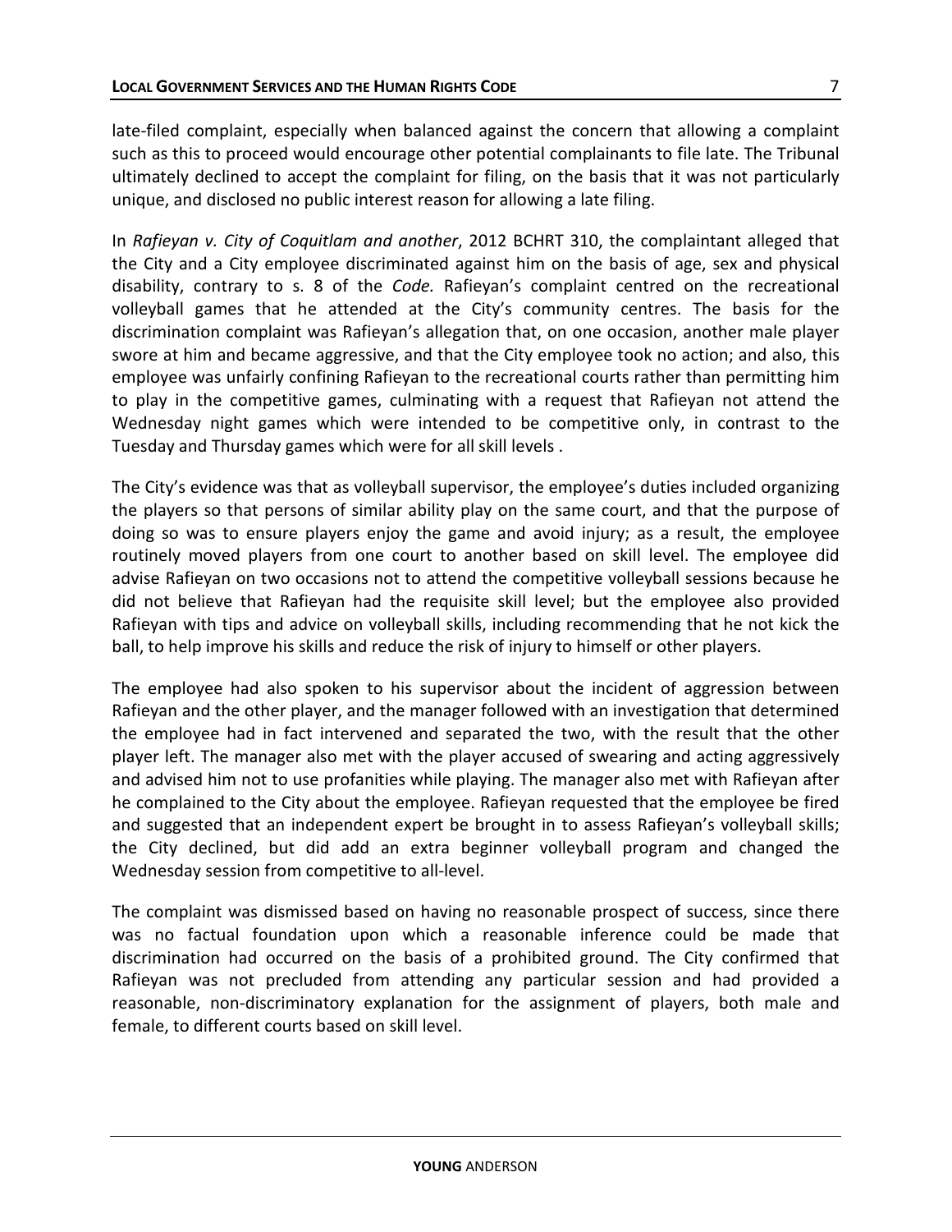late-filed complaint, especially when balanced against the concern that allowing a complaint such as this to proceed would encourage other potential complainants to file late. The Tribunal ultimately declined to accept the complaint for filing, on the basis that it was not particularly unique, and disclosed no public interest reason for allowing a late filing.

In *Rafieyan v. City of Coquitlam and another*, 2012 BCHRT 310, the complaintant alleged that the City and a City employee discriminated against him on the basis of age, sex and physical disability, contrary to s. 8 of the *Code.* Rafieyan's complaint centred on the recreational volleyball games that he attended at the City's community centres. The basis for the discrimination complaint was Rafieyan's allegation that, on one occasion, another male player swore at him and became aggressive, and that the City employee took no action; and also, this employee was unfairly confining Rafieyan to the recreational courts rather than permitting him to play in the competitive games, culminating with a request that Rafieyan not attend the Wednesday night games which were intended to be competitive only, in contrast to the Tuesday and Thursday games which were for all skill levels .

The City's evidence was that as volleyball supervisor, the employee's duties included organizing the players so that persons of similar ability play on the same court, and that the purpose of doing so was to ensure players enjoy the game and avoid injury; as a result, the employee routinely moved players from one court to another based on skill level. The employee did advise Rafieyan on two occasions not to attend the competitive volleyball sessions because he did not believe that Rafieyan had the requisite skill level; but the employee also provided Rafieyan with tips and advice on volleyball skills, including recommending that he not kick the ball, to help improve his skills and reduce the risk of injury to himself or other players.

The employee had also spoken to his supervisor about the incident of aggression between Rafieyan and the other player, and the manager followed with an investigation that determined the employee had in fact intervened and separated the two, with the result that the other player left. The manager also met with the player accused of swearing and acting aggressively and advised him not to use profanities while playing. The manager also met with Rafieyan after he complained to the City about the employee. Rafieyan requested that the employee be fired and suggested that an independent expert be brought in to assess Rafieyan's volleyball skills; the City declined, but did add an extra beginner volleyball program and changed the Wednesday session from competitive to all-level.

The complaint was dismissed based on having no reasonable prospect of success, since there was no factual foundation upon which a reasonable inference could be made that discrimination had occurred on the basis of a prohibited ground. The City confirmed that Rafieyan was not precluded from attending any particular session and had provided a reasonable, non-discriminatory explanation for the assignment of players, both male and female, to different courts based on skill level.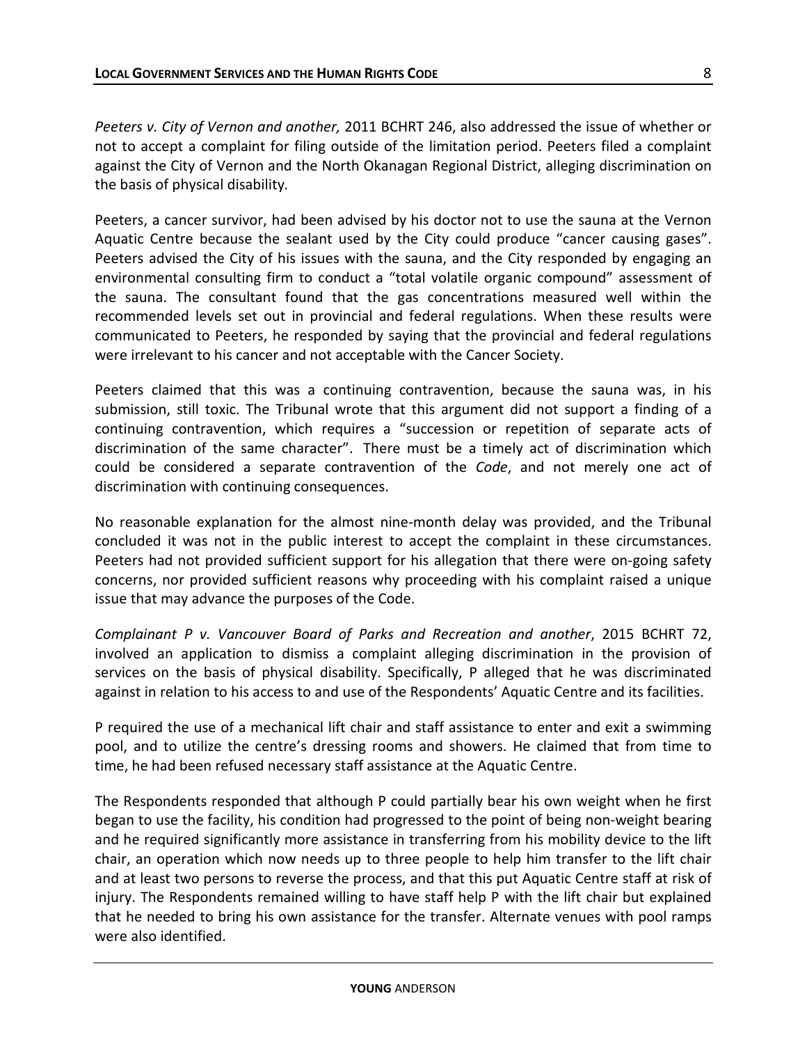*Peeters v. City of Vernon and another,* 2011 BCHRT 246, also addressed the issue of whether or not to accept a complaint for filing outside of the limitation period. Peeters filed a complaint against the City of Vernon and the North Okanagan Regional District, alleging discrimination on the basis of physical disability.

Peeters, a cancer survivor, had been advised by his doctor not to use the sauna at the Vernon Aquatic Centre because the sealant used by the City could produce "cancer causing gases". Peeters advised the City of his issues with the sauna, and the City responded by engaging an environmental consulting firm to conduct a "total volatile organic compound" assessment of the sauna. The consultant found that the gas concentrations measured well within the recommended levels set out in provincial and federal regulations. When these results were communicated to Peeters, he responded by saying that the provincial and federal regulations were irrelevant to his cancer and not acceptable with the Cancer Society.

Peeters claimed that this was a continuing contravention, because the sauna was, in his submission, still toxic. The Tribunal wrote that this argument did not support a finding of a continuing contravention, which requires a "succession or repetition of separate acts of discrimination of the same character". There must be a timely act of discrimination which could be considered a separate contravention of the *Code*, and not merely one act of discrimination with continuing consequences.

No reasonable explanation for the almost nine-month delay was provided, and the Tribunal concluded it was not in the public interest to accept the complaint in these circumstances. Peeters had not provided sufficient support for his allegation that there were on-going safety concerns, nor provided sufficient reasons why proceeding with his complaint raised a unique issue that may advance the purposes of the Code.

*Complainant P v. Vancouver Board of Parks and Recreation and another*, 2015 BCHRT 72, involved an application to dismiss a complaint alleging discrimination in the provision of services on the basis of physical disability. Specifically, P alleged that he was discriminated against in relation to his access to and use of the Respondents' Aquatic Centre and its facilities.

P required the use of a mechanical lift chair and staff assistance to enter and exit a swimming pool, and to utilize the centre's dressing rooms and showers. He claimed that from time to time, he had been refused necessary staff assistance at the Aquatic Centre.

The Respondents responded that although P could partially bear his own weight when he first began to use the facility, his condition had progressed to the point of being non-weight bearing and he required significantly more assistance in transferring from his mobility device to the lift chair, an operation which now needs up to three people to help him transfer to the lift chair and at least two persons to reverse the process, and that this put Aquatic Centre staff at risk of injury. The Respondents remained willing to have staff help P with the lift chair but explained that he needed to bring his own assistance for the transfer. Alternate venues with pool ramps were also identified.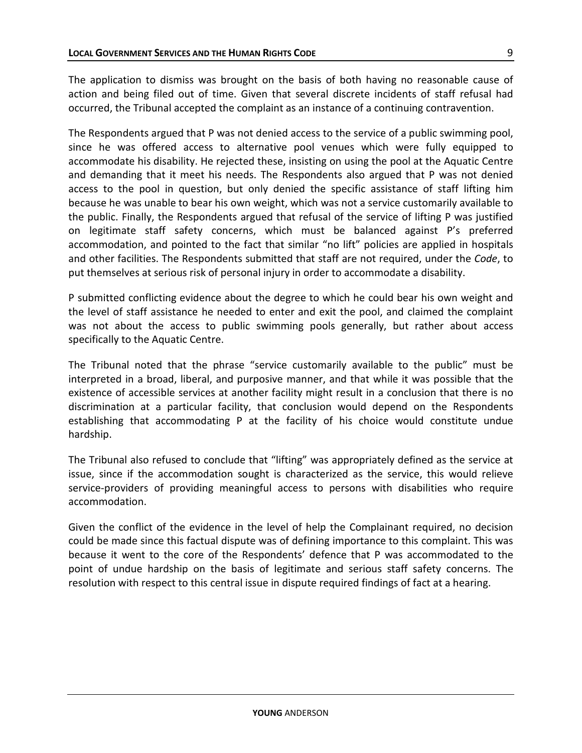The application to dismiss was brought on the basis of both having no reasonable cause of action and being filed out of time. Given that several discrete incidents of staff refusal had occurred, the Tribunal accepted the complaint as an instance of a continuing contravention.

The Respondents argued that P was not denied access to the service of a public swimming pool, since he was offered access to alternative pool venues which were fully equipped to accommodate his disability. He rejected these, insisting on using the pool at the Aquatic Centre and demanding that it meet his needs. The Respondents also argued that P was not denied access to the pool in question, but only denied the specific assistance of staff lifting him because he was unable to bear his own weight, which was not a service customarily available to the public. Finally, the Respondents argued that refusal of the service of lifting P was justified on legitimate staff safety concerns, which must be balanced against P's preferred accommodation, and pointed to the fact that similar "no lift" policies are applied in hospitals and other facilities. The Respondents submitted that staff are not required, under the *Code*, to put themselves at serious risk of personal injury in order to accommodate a disability.

P submitted conflicting evidence about the degree to which he could bear his own weight and the level of staff assistance he needed to enter and exit the pool, and claimed the complaint was not about the access to public swimming pools generally, but rather about access specifically to the Aquatic Centre.

The Tribunal noted that the phrase "service customarily available to the public" must be interpreted in a broad, liberal, and purposive manner, and that while it was possible that the existence of accessible services at another facility might result in a conclusion that there is no discrimination at a particular facility, that conclusion would depend on the Respondents establishing that accommodating P at the facility of his choice would constitute undue hardship.

The Tribunal also refused to conclude that "lifting" was appropriately defined as the service at issue, since if the accommodation sought is characterized as the service, this would relieve service-providers of providing meaningful access to persons with disabilities who require accommodation.

Given the conflict of the evidence in the level of help the Complainant required, no decision could be made since this factual dispute was of defining importance to this complaint. This was because it went to the core of the Respondents' defence that P was accommodated to the point of undue hardship on the basis of legitimate and serious staff safety concerns. The resolution with respect to this central issue in dispute required findings of fact at a hearing.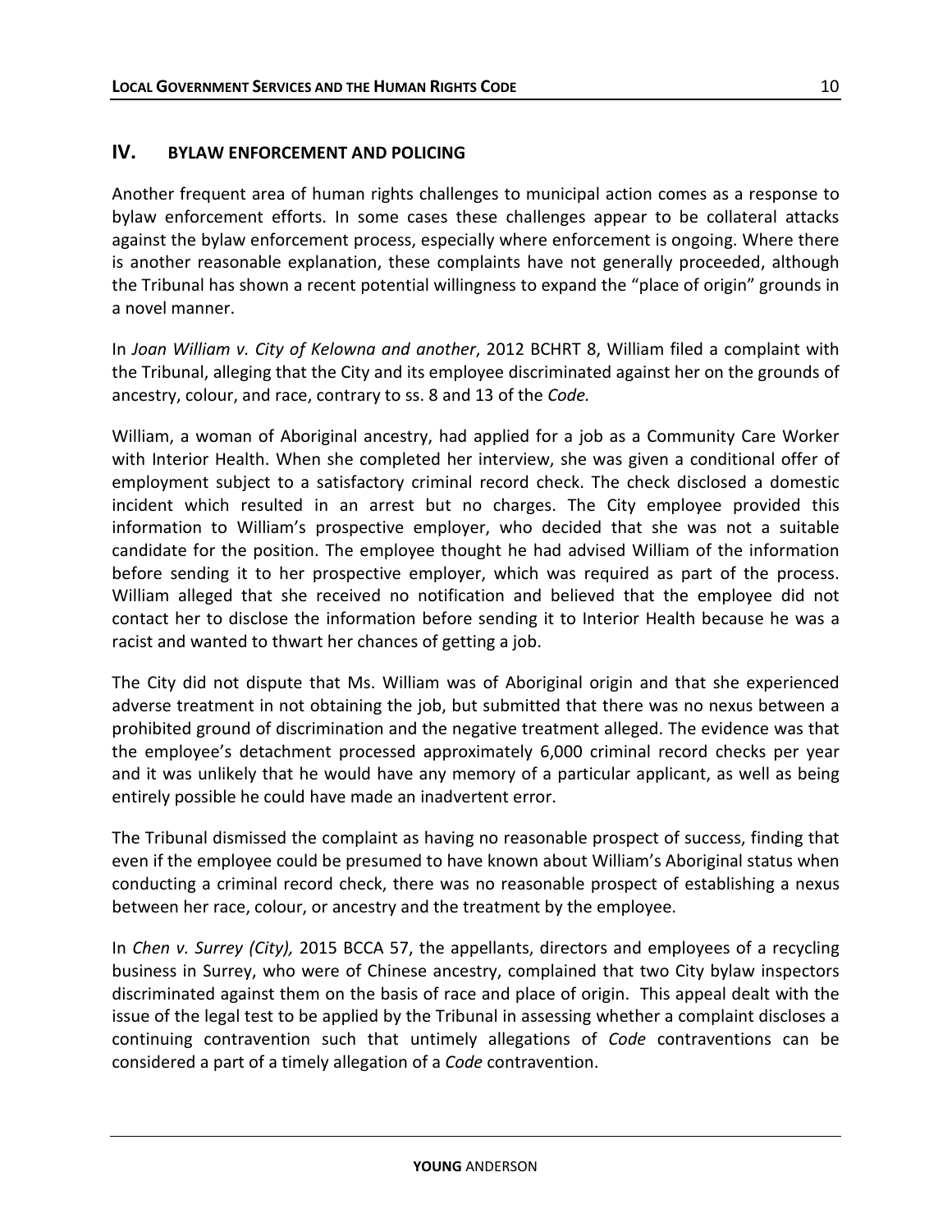## IV. BYLAW ENFORCEMENT AND POLICING

Another frequent area of human rights challenges to municipal action comes as a response to bylaw enforcement efforts. In some cases these challenges appear to be collateral attacks against the bylaw enforcement process, especially where enforcement is ongoing. Where there is another reasonable explanation, these complaints have not generally proceeded, although the Tribunal has shown a recent potential willingness to expand the "place of origin" grounds in a novel manner.

In *Joan William v. City of Kelowna and another*, 2012 BCHRT 8, William filed a complaint with the Tribunal, alleging that the City and its employee discriminated against her on the grounds of ancestry, colour, and race, contrary to ss. 8 and 13 of the *Code.*

William, a woman of Aboriginal ancestry, had applied for a job as a Community Care Worker with Interior Health. When she completed her interview, she was given a conditional offer of employment subject to a satisfactory criminal record check. The check disclosed a domestic incident which resulted in an arrest but no charges. The City employee provided this information to William's prospective employer, who decided that she was not a suitable candidate for the position. The employee thought he had advised William of the information before sending it to her prospective employer, which was required as part of the process. William alleged that she received no notification and believed that the employee did not contact her to disclose the information before sending it to Interior Health because he was a racist and wanted to thwart her chances of getting a job.

The City did not dispute that Ms. William was of Aboriginal origin and that she experienced adverse treatment in not obtaining the job, but submitted that there was no nexus between a prohibited ground of discrimination and the negative treatment alleged. The evidence was that the employee's detachment processed approximately 6,000 criminal record checks per year and it was unlikely that he would have any memory of a particular applicant, as well as being entirely possible he could have made an inadvertent error.

The Tribunal dismissed the complaint as having no reasonable prospect of success, finding that even if the employee could be presumed to have known about William's Aboriginal status when conducting a criminal record check, there was no reasonable prospect of establishing a nexus between her race, colour, or ancestry and the treatment by the employee.

In *Chen v. Surrey (City),* 2015 BCCA 57, the appellants, directors and employees of a recycling business in Surrey, who were of Chinese ancestry, complained that two City bylaw inspectors discriminated against them on the basis of race and place of origin. This appeal dealt with the issue of the legal test to be applied by the Tribunal in assessing whether a complaint discloses a continuing contravention such that untimely allegations of *Code* contraventions can be considered a part of a timely allegation of a *Code* contravention.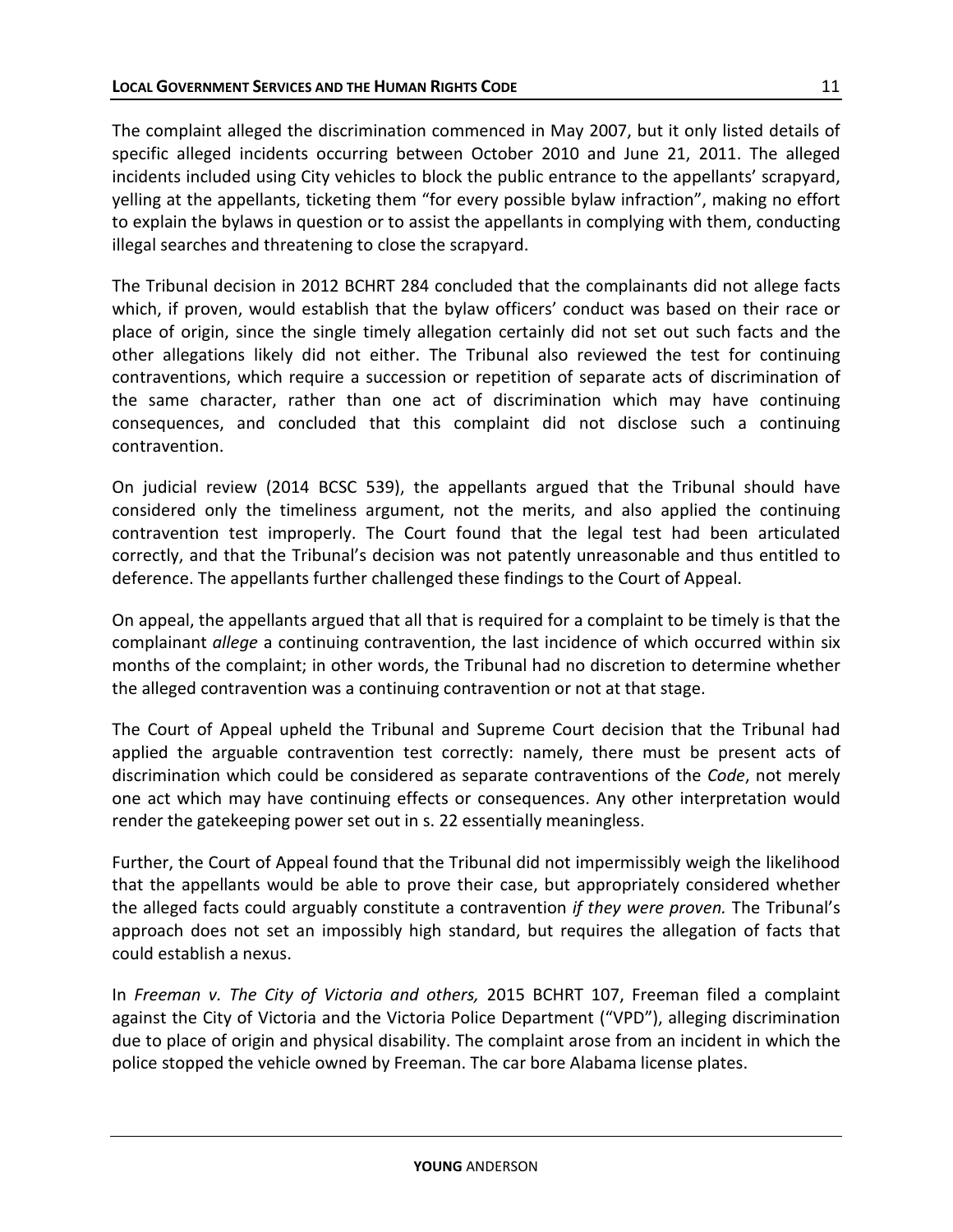The complaint alleged the discrimination commenced in May 2007, but it only listed details of specific alleged incidents occurring between October 2010 and June 21, 2011. The alleged incidents included using City vehicles to block the public entrance to the appellants' scrapyard, yelling at the appellants, ticketing them "for every possible bylaw infraction", making no effort to explain the bylaws in question or to assist the appellants in complying with them, conducting illegal searches and threatening to close the scrapyard.

The Tribunal decision in 2012 BCHRT 284 concluded that the complainants did not allege facts which, if proven, would establish that the bylaw officers' conduct was based on their race or place of origin, since the single timely allegation certainly did not set out such facts and the other allegations likely did not either. The Tribunal also reviewed the test for continuing contraventions, which require a succession or repetition of separate acts of discrimination of the same character, rather than one act of discrimination which may have continuing consequences, and concluded that this complaint did not disclose such a continuing contravention.

On judicial review (2014 BCSC 539), the appellants argued that the Tribunal should have considered only the timeliness argument, not the merits, and also applied the continuing contravention test improperly. The Court found that the legal test had been articulated correctly, and that the Tribunal's decision was not patently unreasonable and thus entitled to deference. The appellants further challenged these findings to the Court of Appeal.

On appeal, the appellants argued that all that is required for a complaint to be timely is that the complainant *allege* a continuing contravention, the last incidence of which occurred within six months of the complaint; in other words, the Tribunal had no discretion to determine whether the alleged contravention was a continuing contravention or not at that stage.

The Court of Appeal upheld the Tribunal and Supreme Court decision that the Tribunal had applied the arguable contravention test correctly: namely, there must be present acts of discrimination which could be considered as separate contraventions of the *Code*, not merely one act which may have continuing effects or consequences. Any other interpretation would render the gatekeeping power set out in s. 22 essentially meaningless.

Further, the Court of Appeal found that the Tribunal did not impermissibly weigh the likelihood that the appellants would be able to prove their case, but appropriately considered whether the alleged facts could arguably constitute a contravention *if they were proven.* The Tribunal's approach does not set an impossibly high standard, but requires the allegation of facts that could establish a nexus.

In *Freeman v. The City of Victoria and others,* 2015 BCHRT 107, Freeman filed a complaint against the City of Victoria and the Victoria Police Department ("VPD"), alleging discrimination due to place of origin and physical disability. The complaint arose from an incident in which the police stopped the vehicle owned by Freeman. The car bore Alabama license plates.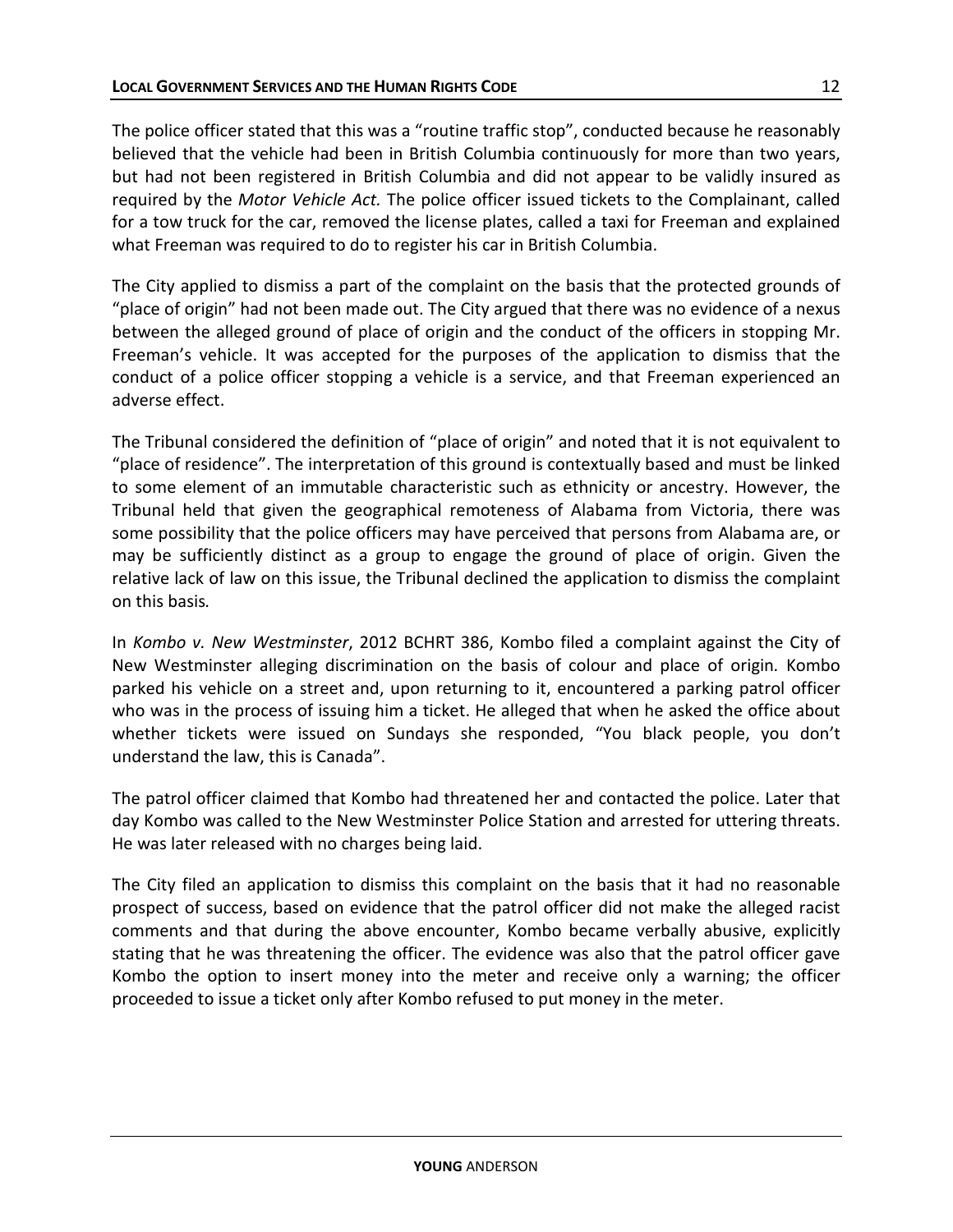The police officer stated that this was a "routine traffic stop", conducted because he reasonably believed that the vehicle had been in British Columbia continuously for more than two years, but had not been registered in British Columbia and did not appear to be validly insured as required by the *Motor Vehicle Act.* The police officer issued tickets to the Complainant, called for a tow truck for the car, removed the license plates, called a taxi for Freeman and explained what Freeman was required to do to register his car in British Columbia.

The City applied to dismiss a part of the complaint on the basis that the protected grounds of "place of origin" had not been made out. The City argued that there was no evidence of a nexus between the alleged ground of place of origin and the conduct of the officers in stopping Mr. Freeman's vehicle. It was accepted for the purposes of the application to dismiss that the conduct of a police officer stopping a vehicle is a service, and that Freeman experienced an adverse effect.

The Tribunal considered the definition of "place of origin" and noted that it is not equivalent to "place of residence". The interpretation of this ground is contextually based and must be linked to some element of an immutable characteristic such as ethnicity or ancestry. However, the Tribunal held that given the geographical remoteness of Alabama from Victoria, there was some possibility that the police officers may have perceived that persons from Alabama are, or may be sufficiently distinct as a group to engage the ground of place of origin. Given the relative lack of law on this issue, the Tribunal declined the application to dismiss the complaint on this basis*.*

In *Kombo v. New Westminster*, 2012 BCHRT 386, Kombo filed a complaint against the City of New Westminster alleging discrimination on the basis of colour and place of origin*.* Kombo parked his vehicle on a street and, upon returning to it, encountered a parking patrol officer who was in the process of issuing him a ticket. He alleged that when he asked the office about whether tickets were issued on Sundays she responded, "You black people, you don't understand the law, this is Canada".

The patrol officer claimed that Kombo had threatened her and contacted the police. Later that day Kombo was called to the New Westminster Police Station and arrested for uttering threats. He was later released with no charges being laid.

The City filed an application to dismiss this complaint on the basis that it had no reasonable prospect of success, based on evidence that the patrol officer did not make the alleged racist comments and that during the above encounter, Kombo became verbally abusive, explicitly stating that he was threatening the officer. The evidence was also that the patrol officer gave Kombo the option to insert money into the meter and receive only a warning; the officer proceeded to issue a ticket only after Kombo refused to put money in the meter.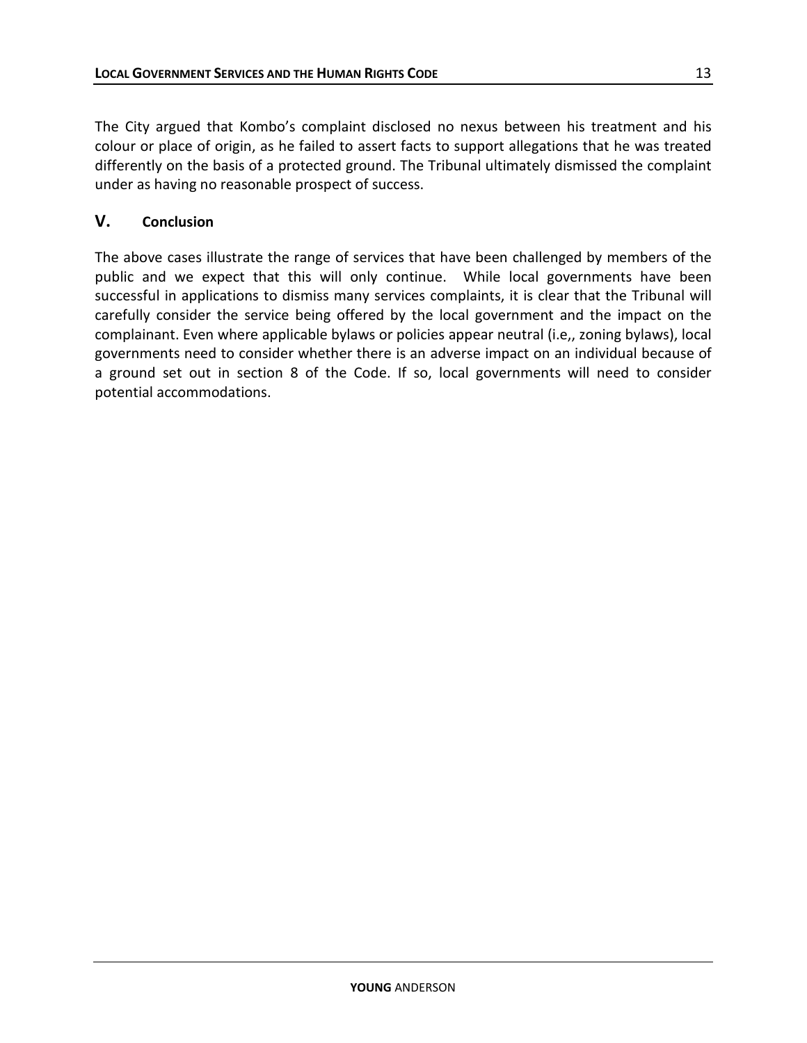The City argued that Kombo's complaint disclosed no nexus between his treatment and his colour or place of origin, as he failed to assert facts to support allegations that he was treated differently on the basis of a protected ground. The Tribunal ultimately dismissed the complaint under as having no reasonable prospect of success.

## V. Conclusion

The above cases illustrate the range of services that have been challenged by members of the public and we expect that this will only continue. While local governments have been successful in applications to dismiss many services complaints, it is clear that the Tribunal will carefully consider the service being offered by the local government and the impact on the complainant. Even where applicable bylaws or policies appear neutral (i.e,, zoning bylaws), local governments need to consider whether there is an adverse impact on an individual because of a ground set out in section 8 of the Code. If so, local governments will need to consider potential accommodations.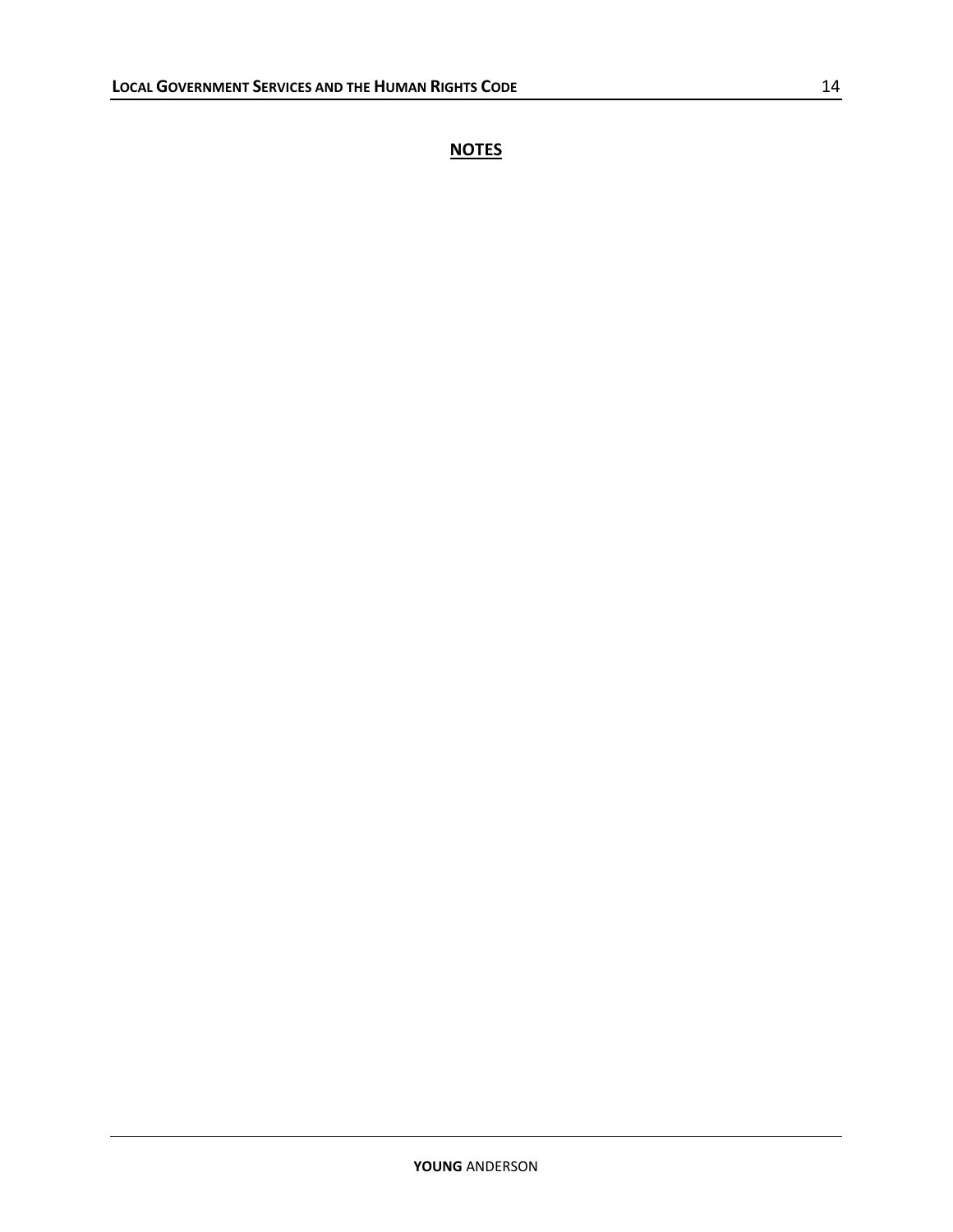## NOTES